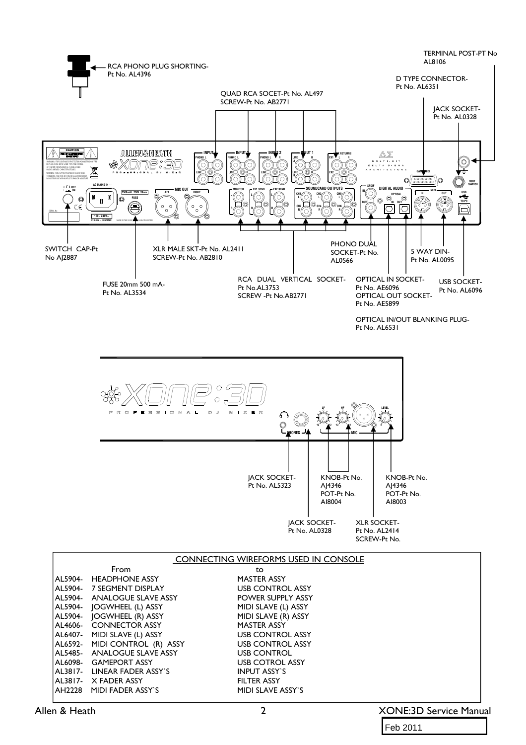RCA PHONO PLUG SHORTING-
Pt No. AL4396

TERMINAL POST-PT No AL8106

D TYPE CONNECTOR-
Pt No. AL6351

QUAD RCA SOCET-Pt No. AL497
SCREW-Pt No. AB2771

JACK SOCKET-
Pt No. AL0328

SWITCH CAP-Pt No AJ2887

XLR MALE SKT-Pt No. AL2411
SCREW-Pt No. AB2810

PHONO DUAL SOCKET-Pt No. AL0566

5 WAY DIN-
Pt No. AL0095

FUSE 20mm 500 mA-
Pt No. AL3534

RCA DUAL VERTICAL SOCKET-
Pt No.AL3753
SCREW -Pt No.AB2771

OPTICAL IN SOCKET-
Pt No. AE6096
OPTICAL OUT SOCKET-
Pt No. AE5899

USB SOCKET-
Pt No. AL6096

OPTICAL IN/OUT BLANKING PLUG-
Pt No. AL6531

JACK SOCKET-
Pt No. AL5323

KNOB-Pt No. AJ4346
POT-Pt No. AI8004

KNOB-Pt No. AJ4346
POT-Pt No. AI8003

JACK SOCKET-
Pt No. AL0328

XLR SOCKET-
Pt No. AL2414
SCREW-Pt No.

## CONNECTING WIREFORMS USED IN CONSOLE

| | From | to |
|---|---|---|
| AL5904- | HEADPHONE ASSY | MASTER ASSY |
| AL5904- | 7 SEGMENT DISPLAY | USB CONTROL ASSY |
| AL5904- | ANALOGUE SLAVE ASSY | POWER SUPPLY ASSY |
| AL5904- | JOGWHEEL (L) ASSY | MIDI SLAVE (L) ASSY |
| AL5904- | JOGWHEEL (R) ASSY | MIDI SLAVE (R) ASSY |
| AL4606- | CONNECTOR ASSY | MASTER ASSY |
| AL6407- | MIDI SLAVE (L) ASSY | USB CONTROL ASSY |
| AL6592- | MIDI CONTROL (R) ASSY | USB CONTROL ASSY |
| AL5485- | ANALOGUE SLAVE ASSY | USB CONTROL |
| AL6098- | GAMEPORT ASSY | USB COTROL ASSY |
| AL3817- | LINEAR FADER ASSY`S | INPUT ASSY`S |
| AL3817- | X FADER ASSY | FILTER ASSY |
| AH2228 | MIDI FADER ASSY`S | MIDI SLAVE ASSY`S |

Feb 2011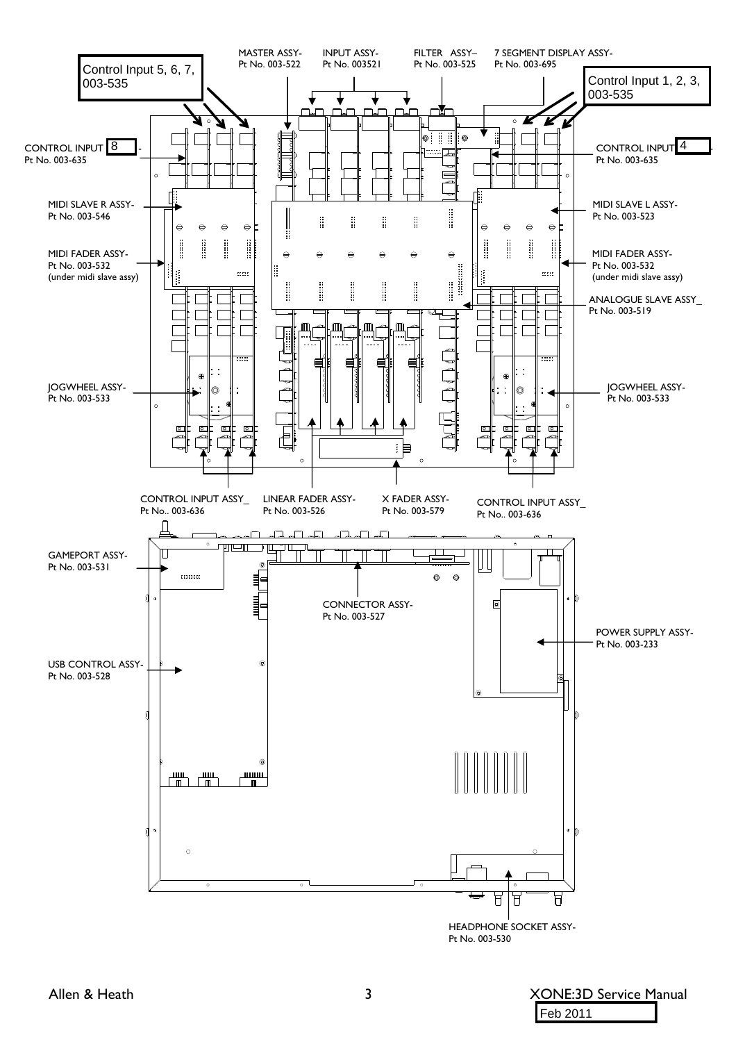Control Input 5, 6, 7, 003-535

MASTER ASSY- Pt No. 003-522

INPUT ASSY- Pt No. 003521

FILTER ASSY– Pt No. 003-525

7 SEGMENT DISPLAY ASSY- Pt No. 003-695

Control Input 1, 2, 3, 003-535

CONTROL INPUT 8 - Pt No. 003-635

CONTROL INPUT 4 - Pt No. 003-635

MIDI SLAVE R ASSY- Pt No. 003-546

MIDI SLAVE L ASSY- Pt No. 003-523

MIDI FADER ASSY- Pt No. 003-532 (under midi slave assy)

MIDI FADER ASSY- Pt No. 003-532 (under midi slave assy)

ANALOGUE SLAVE ASSY_ Pt No. 003-519

JOGWHEEL ASSY- Pt No. 003-533

JOGWHEEL ASSY- Pt No. 003-533

CONTROL INPUT ASSY_ Pt No.. 003-636

LINEAR FADER ASSY- Pt No. 003-526

X FADER ASSY- Pt No. 003-579

CONTROL INPUT ASSY_ Pt No.. 003-636

GAMEPORT ASSY- Pt No. 003-531

CONNECTOR ASSY- Pt No. 003-527

POWER SUPPLY ASSY- Pt No. 003-233

USB CONTROL ASSY- Pt No. 003-528

HEADPHONE SOCKET ASSY- Pt No. 003-530

Feb 2011